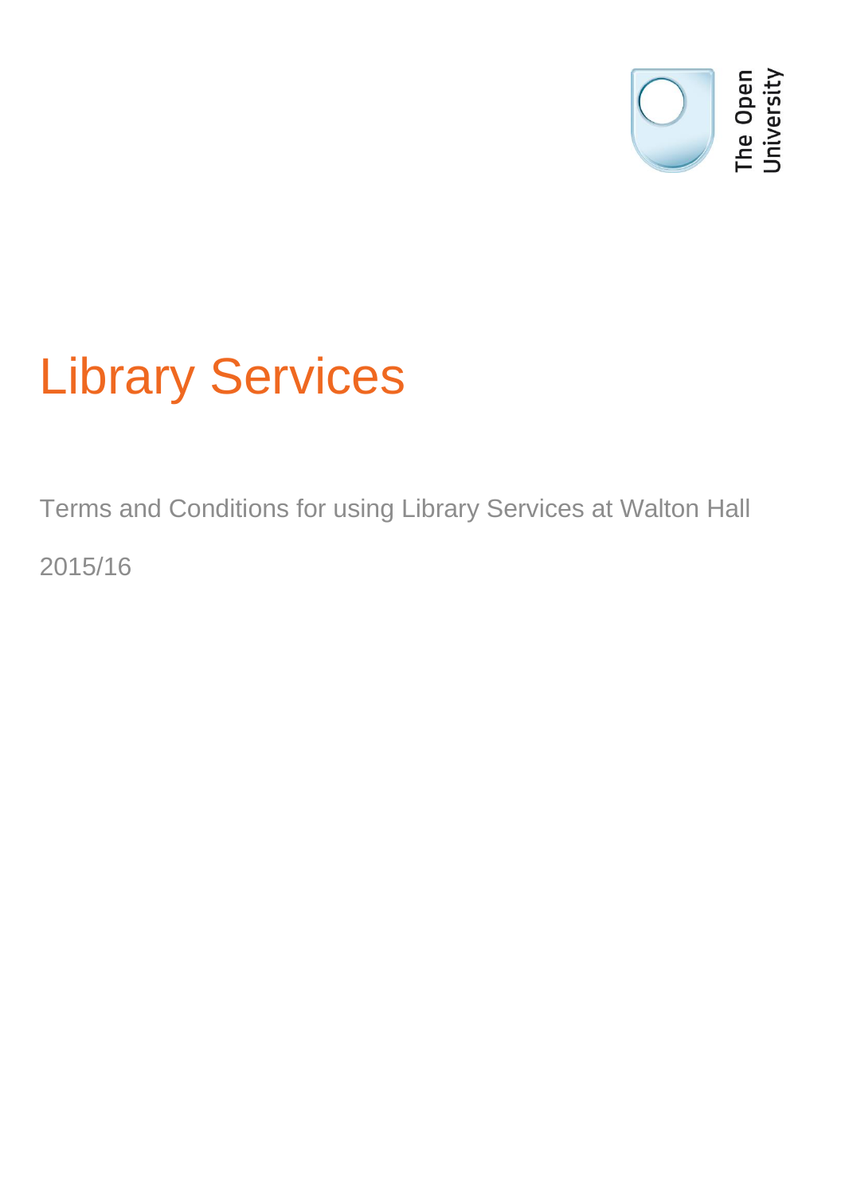The Open University

# Library Services

Terms and Conditions for using Library Services at Walton Hall

2015/16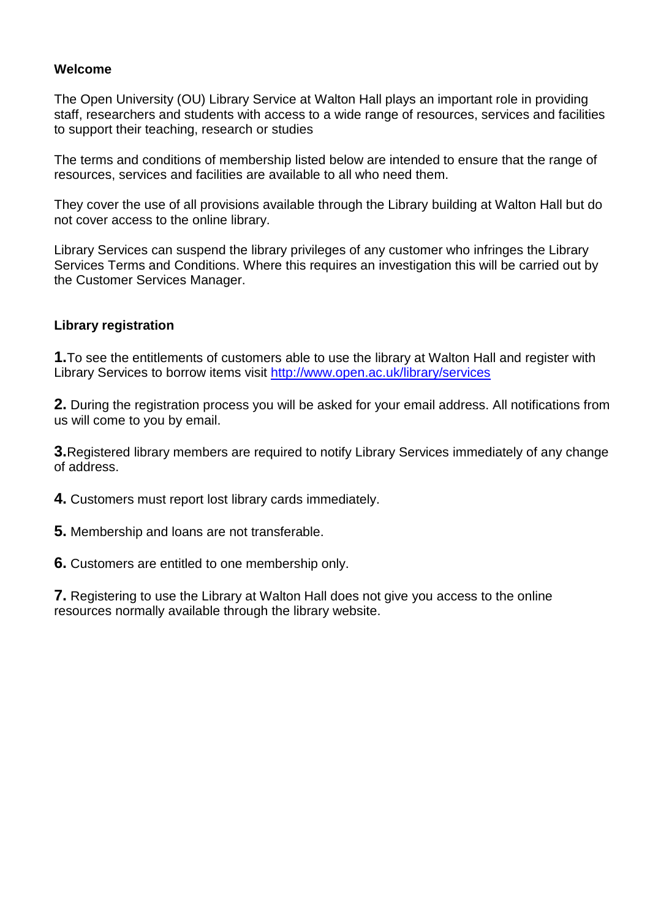## Welcome

The Open University (OU) Library Service at Walton Hall plays an important role in providing staff, researchers and students with access to a wide range of resources, services and facilities to support their teaching, research or studies

The terms and conditions of membership listed below are intended to ensure that the range of resources, services and facilities are available to all who need them.

They cover the use of all provisions available through the Library building at Walton Hall but do not cover access to the online library.

Library Services can suspend the library privileges of any customer who infringes the Library Services Terms and Conditions. Where this requires an investigation this will be carried out by the Customer Services Manager.

## Library registration

**1.**To see the entitlements of customers able to use the library at Walton Hall and register with Library Services to borrow items visit [http://www.open.ac.uk/library/services](http://www.open.ac.uk/library/services)

**2.** During the registration process you will be asked for your email address. All notifications from us will come to you by email.

**3.**Registered library members are required to notify Library Services immediately of any change of address.

**4.** Customers must report lost library cards immediately.

**5.** Membership and loans are not transferable.

**6.** Customers are entitled to one membership only.

**7.** Registering to use the Library at Walton Hall does not give you access to the online resources normally available through the library website.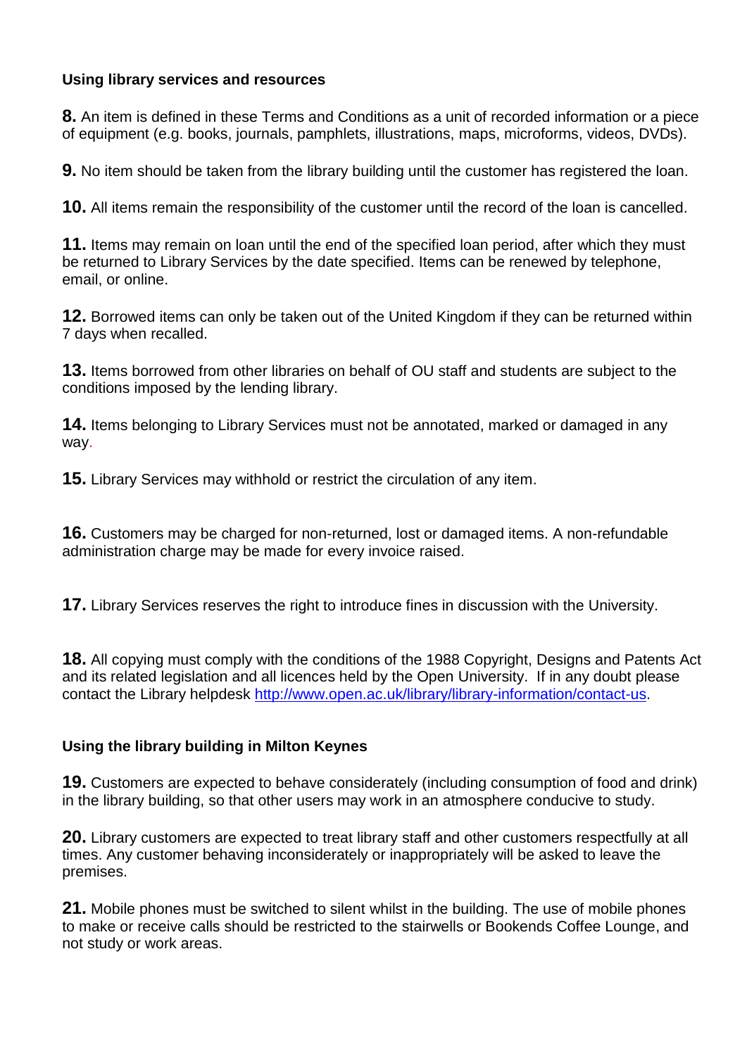## Using library services and resources

**8.** An item is defined in these Terms and Conditions as a unit of recorded information or a piece of equipment (e.g. books, journals, pamphlets, illustrations, maps, microforms, videos, DVDs).

**9.** No item should be taken from the library building until the customer has registered the loan.

**10.** All items remain the responsibility of the customer until the record of the loan is cancelled.

**11.** Items may remain on loan until the end of the specified loan period, after which they must be returned to Library Services by the date specified. Items can be renewed by telephone, email, or online.

**12.** Borrowed items can only be taken out of the United Kingdom if they can be returned within 7 days when recalled.

**13.** Items borrowed from other libraries on behalf of OU staff and students are subject to the conditions imposed by the lending library.

**14.** Items belonging to Library Services must not be annotated, marked or damaged in any way.

**15.** Library Services may withhold or restrict the circulation of any item.

**16.** Customers may be charged for non-returned, lost or damaged items. A non-refundable administration charge may be made for every invoice raised.

**17.** Library Services reserves the right to introduce fines in discussion with the University.

**18.** All copying must comply with the conditions of the 1988 Copyright, Designs and Patents Act and its related legislation and all licences held by the Open University. If in any doubt please contact the Library helpdesk [http://www.open.ac.uk/library/library-information/contact-us](http://www.open.ac.uk/library/library-information/contact-us).

## Using the library building in Milton Keynes

**19.** Customers are expected to behave considerately (including consumption of food and drink) in the library building, so that other users may work in an atmosphere conducive to study.

**20.** Library customers are expected to treat library staff and other customers respectfully at all times. Any customer behaving inconsiderately or inappropriately will be asked to leave the premises.

**21.** Mobile phones must be switched to silent whilst in the building. The use of mobile phones to make or receive calls should be restricted to the stairwells or Bookends Coffee Lounge, and not study or work areas.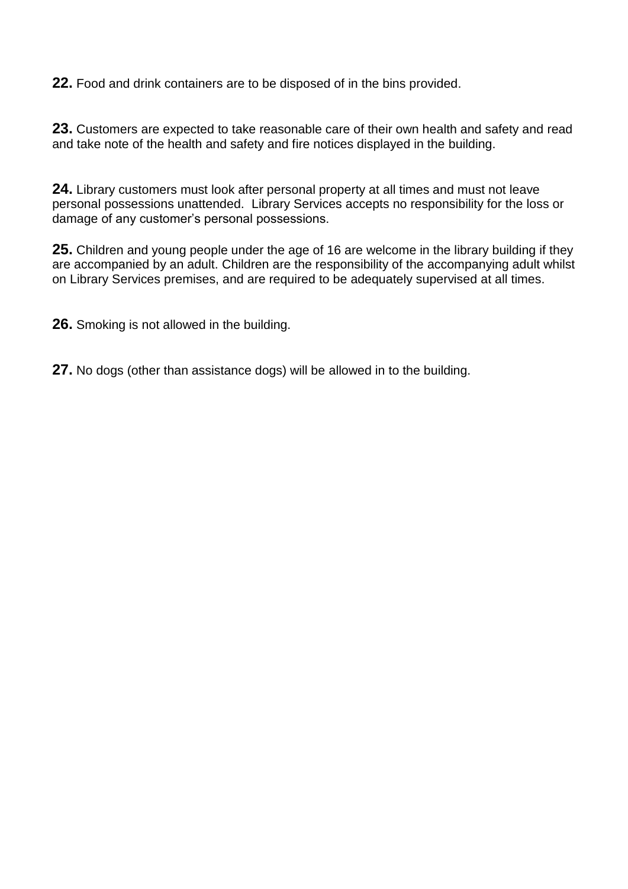**22.** Food and drink containers are to be disposed of in the bins provided.

**23.** Customers are expected to take reasonable care of their own health and safety and read and take note of the health and safety and fire notices displayed in the building.

**24.** Library customers must look after personal property at all times and must not leave personal possessions unattended. Library Services accepts no responsibility for the loss or damage of any customer's personal possessions.

**25.** Children and young people under the age of 16 are welcome in the library building if they are accompanied by an adult. Children are the responsibility of the accompanying adult whilst on Library Services premises, and are required to be adequately supervised at all times.

**26.** Smoking is not allowed in the building.

**27.** No dogs (other than assistance dogs) will be allowed in to the building.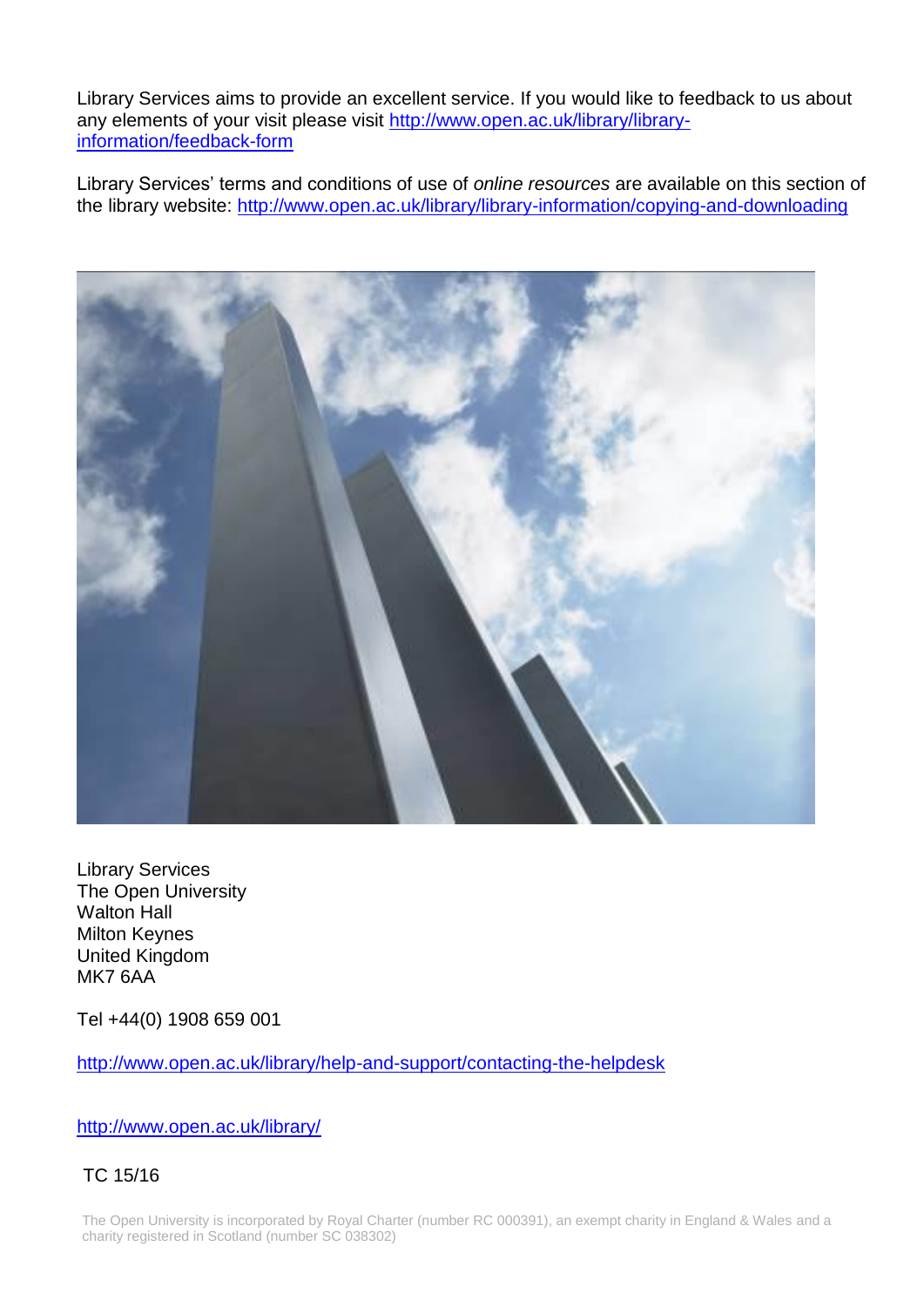Library Services aims to provide an excellent service. If you would like to feedback to us about any elements of your visit please visit http://www.open.ac.uk/library/library-information/feedback-form

Library Services' terms and conditions of use of *online resources* are available on this section of the library website: http://www.open.ac.uk/library/library-information/copying-and-downloading

Library Services
The Open University
Walton Hall
Milton Keynes
United Kingdom
MK7 6AA

Tel +44(0) 1908 659 001

http://www.open.ac.uk/library/help-and-support/contacting-the-helpdesk

http://www.open.ac.uk/library/

TC 15/16

The Open University is incorporated by Royal Charter (number RC 000391), an exempt charity in England & Wales and a charity registered in Scotland (number SC 038302)